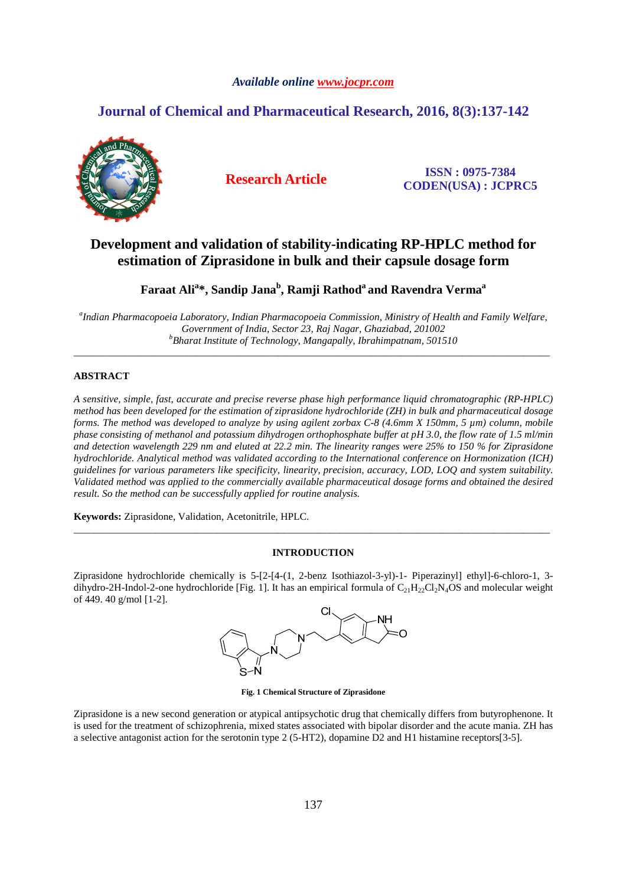*Available online www.jocpr.com*

**Journal of Chemical and Pharmaceutical Research, 2016, 8(3):137-142**

**Research Article**

**ISSN : 0975-7384**
**CODEN(USA) : JCPRC5**

# Development and validation of stability-indicating RP-HPLC method for estimation of Ziprasidone in bulk and their capsule dosage form

**Faraat Ali[a]\*, Sandip Jana[b], Ramji Rathod[a] and Ravendra Verma[a]**

*[a]Indian Pharmacopoeia Laboratory, Indian Pharmacopoeia Commission, Ministry of Health and Family Welfare, Government of India, Sector 23, Raj Nagar, Ghaziabad, 201002*
*[b]Bharat Institute of Technology, Mangapally, Ibrahimpatnam, 501510*

---

## ABSTRACT

*A sensitive, simple, fast, accurate and precise reverse phase high performance liquid chromatographic (RP-HPLC) method has been developed for the estimation of ziprasidone hydrochloride (ZH) in bulk and pharmaceutical dosage forms. The method was developed to analyze by using agilent zorbax C-8 (4.6mm X 150mm, 5 µm) column, mobile phase consisting of methanol and potassium dihydrogen orthophosphate buffer at pH 3.0, the flow rate of 1.5 ml/min and detection wavelength 229 nm and eluted at 22.2 min. The linearity ranges were 25% to 150 % for Ziprasidone hydrochloride. Analytical method was validated according to the International conference on Hormonization (ICH) guidelines for various parameters like specificity, linearity, precision, accuracy, LOD, LOQ and system suitability. Validated method was applied to the commercially available pharmaceutical dosage forms and obtained the desired result. So the method can be successfully applied for routine analysis.*

**Keywords:** Ziprasidone, Validation, Acetonitrile, HPLC.

---

## INTRODUCTION

Ziprasidone hydrochloride chemically is 5-[2-[4-(1, 2-benz Isothiazol-3-yl)-1- Piperazinyl] ethyl]-6-chloro-1, 3-dihydro-2H-Indol-2-one hydrochloride [Fig. 1]. It has an empirical formula of $C_{21}H_{22}Cl_2N_4OS$ and molecular weight of 449. 40 g/mol [1-2].

**Fig. 1 Chemical Structure of Ziprasidone**

Ziprasidone is a new second generation or atypical antipsychotic drug that chemically differs from butyrophenone. It is used for the treatment of schizophrenia, mixed states associated with bipolar disorder and the acute mania. ZH has a selective antagonist action for the serotonin type 2 (5-HT2), dopamine D2 and H1 histamine receptors[3-5].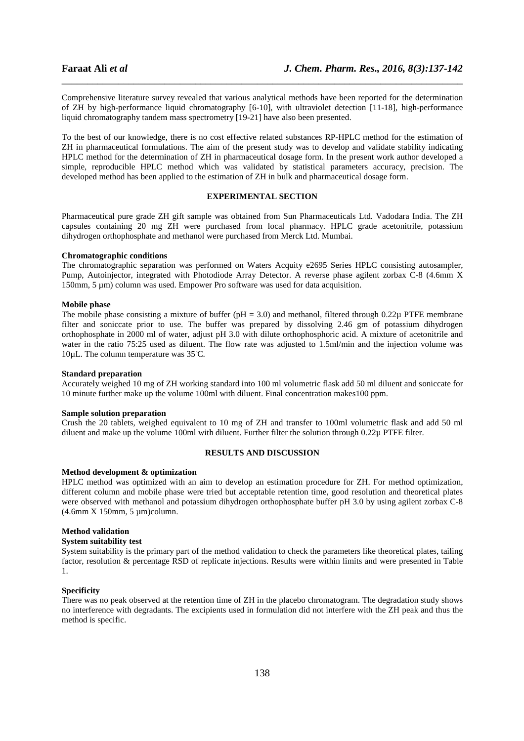Comprehensive literature survey revealed that various analytical methods have been reported for the determination of ZH by high-performance liquid chromatography [6-10], with ultraviolet detection [11-18], high-performance liquid chromatography tandem mass spectrometry [19-21] have also been presented.

To the best of our knowledge, there is no cost effective related substances RP-HPLC method for the estimation of ZH in pharmaceutical formulations. The aim of the present study was to develop and validate stability indicating HPLC method for the determination of ZH in pharmaceutical dosage form. In the present work author developed a simple, reproducible HPLC method which was validated by statistical parameters accuracy, precision. The developed method has been applied to the estimation of ZH in bulk and pharmaceutical dosage form.

## EXPERIMENTAL SECTION

Pharmaceutical pure grade ZH gift sample was obtained from Sun Pharmaceuticals Ltd. Vadodara India. The ZH capsules containing 20 mg ZH were purchased from local pharmacy. HPLC grade acetonitrile, potassium dihydrogen orthophosphate and methanol were purchased from Merck Ltd. Mumbai.

### Chromatographic conditions

The chromatographic separation was performed on Waters Acquity e2695 Series HPLC consisting autosampler, Pump, Autoinjector, integrated with Photodiode Array Detector. A reverse phase agilent zorbax C-8 (4.6mm X 150mm, 5 µm) column was used. Empower Pro software was used for data acquisition.

### Mobile phase

The mobile phase consisting a mixture of buffer (pH = 3.0) and methanol, filtered through 0.22µ PTFE membrane filter and soniccate prior to use. The buffer was prepared by dissolving 2.46 gm of potassium dihydrogen orthophosphate in 2000 ml of water, adjust pH 3.0 with dilute orthophosphoric acid. A mixture of acetonitrile and water in the ratio 75:25 used as diluent. The flow rate was adjusted to 1.5ml/min and the injection volume was 10µL. The column temperature was 35℃.

### Standard preparation

Accurately weighed 10 mg of ZH working standard into 100 ml volumetric flask add 50 ml diluent and soniccate for 10 minute further make up the volume 100ml with diluent. Final concentration makes100 ppm.

### Sample solution preparation

Crush the 20 tablets, weighed equivalent to 10 mg of ZH and transfer to 100ml volumetric flask and add 50 ml diluent and make up the volume 100ml with diluent. Further filter the solution through 0.22µ PTFE filter.

## RESULTS AND DISCUSSION

### Method development & optimization

HPLC method was optimized with an aim to develop an estimation procedure for ZH. For method optimization, different column and mobile phase were tried but acceptable retention time, good resolution and theoretical plates were observed with methanol and potassium dihydrogen orthophosphate buffer pH 3.0 by using agilent zorbax C-8 (4.6mm X 150mm, 5 µm)column.

### Method validation

#### System suitability test

System suitability is the primary part of the method validation to check the parameters like theoretical plates, tailing factor, resolution & percentage RSD of replicate injections. Results were within limits and were presented in Table 1.

### Specificity

There was no peak observed at the retention time of ZH in the placebo chromatogram. The degradation study shows no interference with degradants. The excipients used in formulation did not interfere with the ZH peak and thus the method is specific.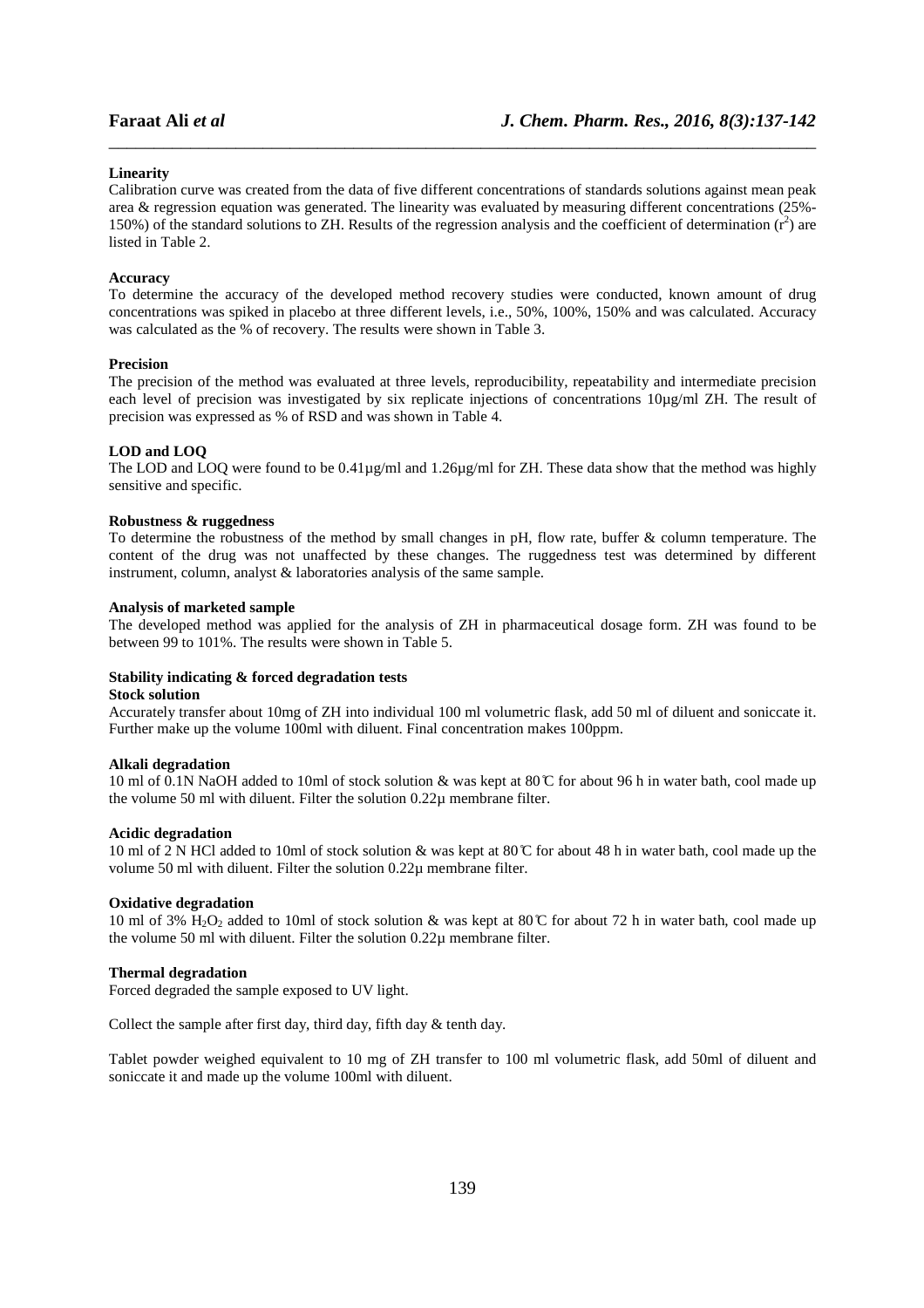**Linearity**

Calibration curve was created from the data of five different concentrations of standards solutions against mean peak area & regression equation was generated. The linearity was evaluated by measuring different concentrations (25%-150%) of the standard solutions to ZH. Results of the regression analysis and the coefficient of determination ($r^2$) are listed in Table 2.

**Accuracy**

To determine the accuracy of the developed method recovery studies were conducted, known amount of drug concentrations was spiked in placebo at three different levels, i.e., 50%, 100%, 150% and was calculated. Accuracy was calculated as the % of recovery. The results were shown in Table 3.

**Precision**

The precision of the method was evaluated at three levels, reproducibility, repeatability and intermediate precision each level of precision was investigated by six replicate injections of concentrations 10µg/ml ZH. The result of precision was expressed as % of RSD and was shown in Table 4.

**LOD and LOQ**

The LOD and LOQ were found to be 0.41µg/ml and 1.26µg/ml for ZH. These data show that the method was highly sensitive and specific.

**Robustness & ruggedness**

To determine the robustness of the method by small changes in pH, flow rate, buffer & column temperature. The content of the drug was not unaffected by these changes. The ruggedness test was determined by different instrument, column, analyst & laboratories analysis of the same sample.

**Analysis of marketed sample**

The developed method was applied for the analysis of ZH in pharmaceutical dosage form. ZH was found to be between 99 to 101%. The results were shown in Table 5.

**Stability indicating & forced degradation tests**

**Stock solution**

Accurately transfer about 10mg of ZH into individual 100 ml volumetric flask, add 50 ml of diluent and soniccate it. Further make up the volume 100ml with diluent. Final concentration makes 100ppm.

**Alkali degradation**

10 ml of 0.1N NaOH added to 10ml of stock solution & was kept at 80℃ for about 96 h in water bath, cool made up the volume 50 ml with diluent. Filter the solution 0.22µ membrane filter.

**Acidic degradation**

10 ml of 2 N HCl added to 10ml of stock solution & was kept at 80℃ for about 48 h in water bath, cool made up the volume 50 ml with diluent. Filter the solution 0.22µ membrane filter.

**Oxidative degradation**

10 ml of 3% $H_2O_2$ added to 10ml of stock solution & was kept at 80℃ for about 72 h in water bath, cool made up the volume 50 ml with diluent. Filter the solution 0.22µ membrane filter.

**Thermal degradation**

Forced degraded the sample exposed to UV light.

Collect the sample after first day, third day, fifth day & tenth day.

Tablet powder weighed equivalent to 10 mg of ZH transfer to 100 ml volumetric flask, add 50ml of diluent and soniccate it and made up the volume 100ml with diluent.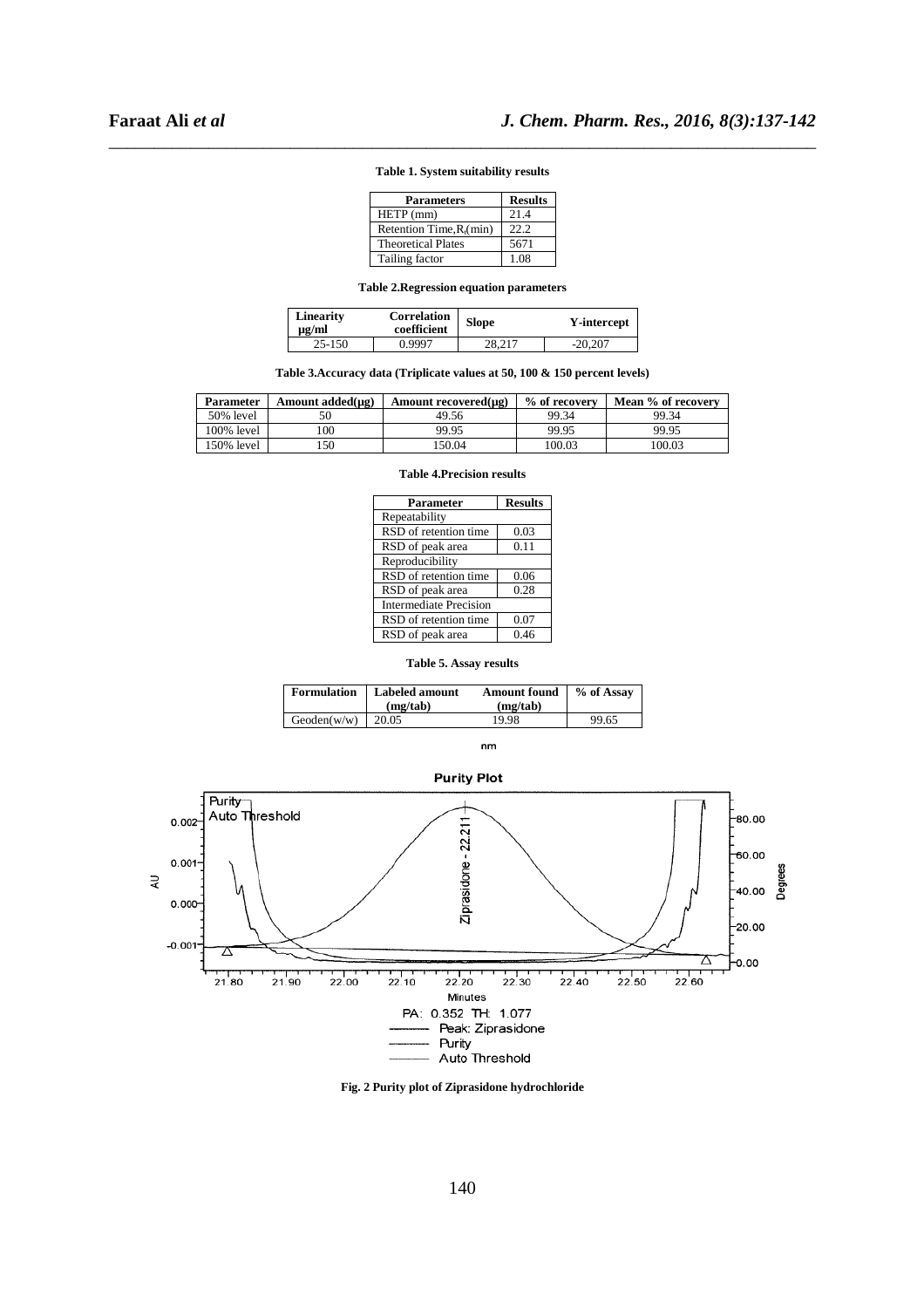**Table 1. System suitability results**

| Parameters | Results |
|---|---|
| HETP (mm) | 21.4 |
| Retention Time,R,(min) | 22.2 |
| Theoretical Plates | 5671 |
| Tailing factor | 1.08 |

**Table 2.Regression equation parameters**

| Linearity μg/ml | Correlation coefficient | Slope | Y-intercept |
|---|---|---|---|
| 25-150 | 0.9997 | 28,217 | -20,207 |

**Table 3.Accuracy data (Triplicate values at 50, 100 & 150 percent levels)**

| Parameter | Amount added(μg) | Amount recovered(μg) | % of recovery | Mean % of recovery |
|---|---|---|---|---|
| 50% level | 50 | 49.56 | 99.34 | 99.34 |
| 100% level | 100 | 99.95 | 99.95 | 99.95 |
| 150% level | 150 | 150.04 | 100.03 | 100.03 |

**Table 4.Precision results**

| Parameter | Results |
|---|---|
| Repeatability | |
| RSD of retention time | 0.03 |
| RSD of peak area | 0.11 |
| Reproducibility | |
| RSD of retention time | 0.06 |
| RSD of peak area | 0.28 |
| Intermediate Precision | |
| RSD of retention time | 0.07 |
| RSD of peak area | 0.46 |

**Table 5. Assay results**

| Formulation | Labeled amount (mg/tab) | Amount found (mg/tab) | % of Assay |
|---|---|---|---|
| Geoden(w/w) | 20.05 | 19.98 | 99.65 |

**Fig. 2 Purity plot of Ziprasidone hydrochloride**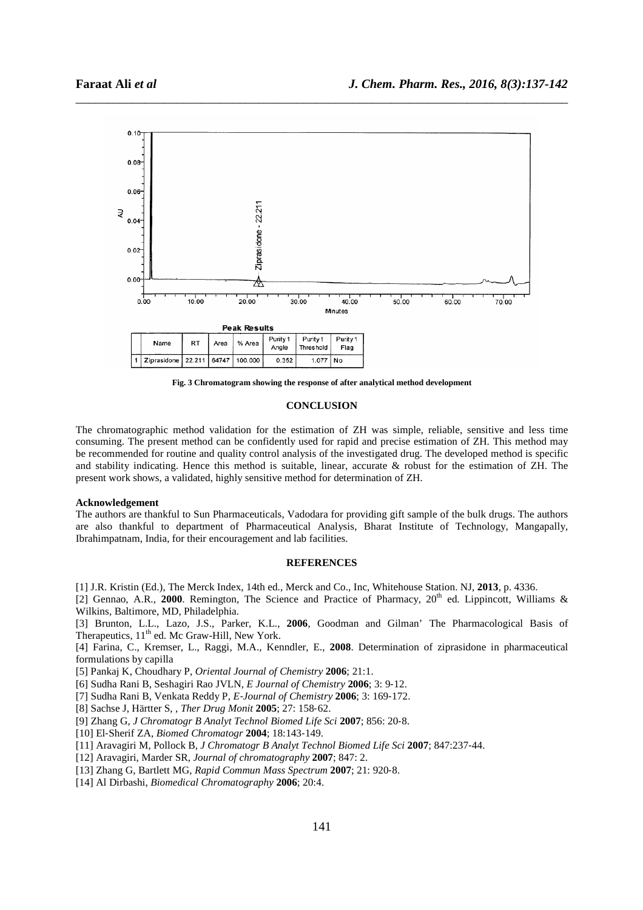**Peak Results**

|   | Name | RT | Area | % Area | Purity 1 Angle | Purity 1 Threshold | Purity 1 Flag |
|---|---|---|---|---|---|---|---|
| 1 | Ziprasidone | 22.211 | 84747 | 100.000 | 0.352 | 1.077 | No |

**Fig. 3 Chromatogram showing the response of after analytical method development**

## CONCLUSION

The chromatographic method validation for the estimation of ZH was simple, reliable, sensitive and less time consuming. The present method can be confidently used for rapid and precise estimation of ZH. This method may be recommended for routine and quality control analysis of the investigated drug. The developed method is specific and stability indicating. Hence this method is suitable, linear, accurate & robust for the estimation of ZH. The present work shows, a validated, highly sensitive method for determination of ZH.

**Acknowledgement**

The authors are thankful to Sun Pharmaceuticals, Vadodara for providing gift sample of the bulk drugs. The authors are also thankful to department of Pharmaceutical Analysis, Bharat Institute of Technology, Mangapally, Ibrahimpatnam, India, for their encouragement and lab facilities.

## REFERENCES

[1] J.R. Kristin (Ed.), The Merck Index, 14th ed., Merck and Co., Inc, Whitehouse Station. NJ, **2013**, p. 4336.

[2] Gennao, A.R., **2000**. Remington, The Science and Practice of Pharmacy, 20th ed. Lippincott, Williams & Wilkins, Baltimore, MD, Philadelphia.

[3] Brunton, L.L., Lazo, J.S., Parker, K.L., **2006**, Goodman and Gilman' The Pharmacological Basis of Therapeutics, 11th ed. Mc Graw-Hill, New York.

[4] Farina, C., Kremser, L., Raggi, M.A., Kenndler, E., **2008**. Determination of ziprasidone in pharmaceutical formulations by capilla

[5] Pankaj K, Choudhary P, *Oriental Journal of Chemistry* **2006**; 21:1.

[6] Sudha Rani B, Seshagiri Rao JVLN, *E Journal of Chemistry* **2006**; 3: 9-12.

[7] Sudha Rani B, Venkata Reddy P, *E-Journal of Chemistry* **2006**; 3: 169-172.

[8] Sachse J, Härtter S, , *Ther Drug Monit* **2005**; 27: 158-62.

[9] Zhang G, *J Chromatogr B Analyt Technol Biomed Life Sci* **2007**; 856: 20-8.

[10] El-Sherif ZA, *Biomed Chromatogr* **2004**; 18:143-149.

[11] Aravagiri M, Pollock B, *J Chromatogr B Analyt Technol Biomed Life Sci* **2007**; 847:237-44.

[12] Aravagiri, Marder SR, *Journal of chromatography* **2007**; 847: 2.

[13] Zhang G, Bartlett MG, *Rapid Commun Mass Spectrum* **2007**; 21: 920-8.

[14] Al Dirbashi, *Biomedical Chromatography* **2006**; 20:4.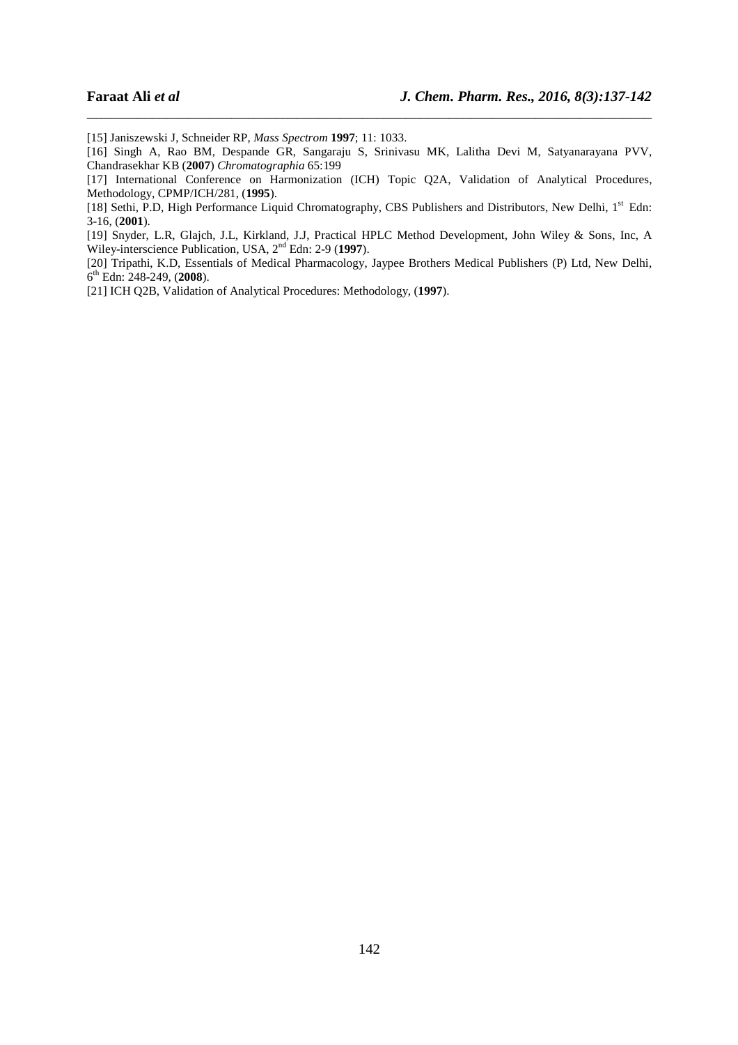[15] Janiszewski J, Schneider RP, *Mass Spectrom* **1997**; 11: 1033.

[16] Singh A, Rao BM, Despande GR, Sangaraju S, Srinivasu MK, Lalitha Devi M, Satyanarayana PVV, Chandrasekhar KB (**2007**) *Chromatographia* 65:199

[17] International Conference on Harmonization (ICH) Topic Q2A, Validation of Analytical Procedures, Methodology, CPMP/ICH/281, (**1995**).

[18] Sethi, P.D, High Performance Liquid Chromatography, CBS Publishers and Distributors, New Delhi, 1st Edn: 3-16, (**2001**).

[19] Snyder, L.R, Glajch, J.L, Kirkland, J.J, Practical HPLC Method Development, John Wiley & Sons, Inc, A Wiley-interscience Publication, USA, 2nd Edn: 2-9 (**1997**).

[20] Tripathi, K.D, Essentials of Medical Pharmacology, Jaypee Brothers Medical Publishers (P) Ltd, New Delhi, 6th Edn: 248-249, (**2008**).

[21] ICH Q2B, Validation of Analytical Procedures: Methodology, (**1997**).